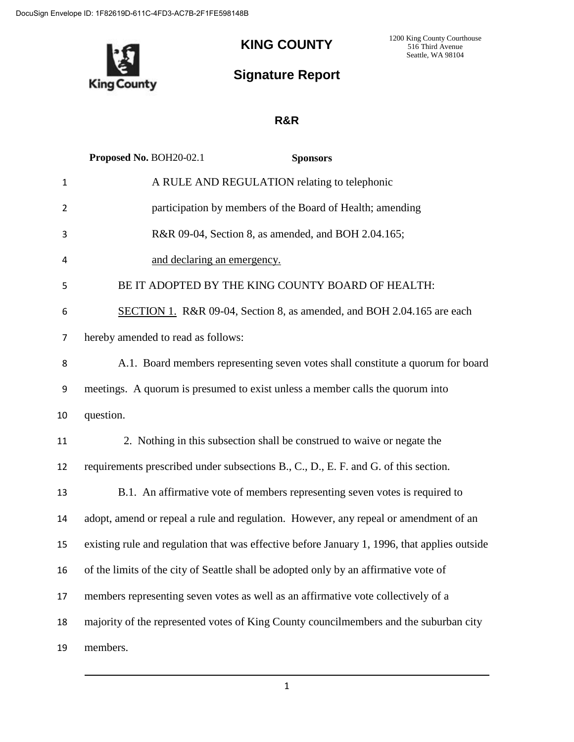DocuSign Envelope ID: 1F82619D-611C-4FD3-AC7B-2F1FE598148B

# KING COUNTY

1200 King County Courthouse
516 Third Avenue
Seattle, WA 98104

## Signature Report

### R&R

**Proposed No.** BOH20-02.1 **Sponsors**

A RULE AND REGULATION relating to telephonic participation by members of the Board of Health; amending R&R 09-04, Section 8, as amended, and BOH 2.04.165; <u>and declaring an emergency.</u>

BE IT ADOPTED BY THE KING COUNTY BOARD OF HEALTH:

<u>SECTION 1.</u> R&R 09-04, Section 8, as amended, and BOH 2.04.165 are each hereby amended to read as follows:

A.1. Board members representing seven votes shall constitute a quorum for board meetings. A quorum is presumed to exist unless a member calls the quorum into question.

2. Nothing in this subsection shall be construed to waive or negate the requirements prescribed under subsections B., C., D., E. F. and G. of this section.

B.1. An affirmative vote of members representing seven votes is required to adopt, amend or repeal a rule and regulation. However, any repeal or amendment of an existing rule and regulation that was effective before January 1, 1996, that applies outside of the limits of the city of Seattle shall be adopted only by an affirmative vote of members representing seven votes as well as an affirmative vote collectively of a majority of the represented votes of King County councilmembers and the suburban city members.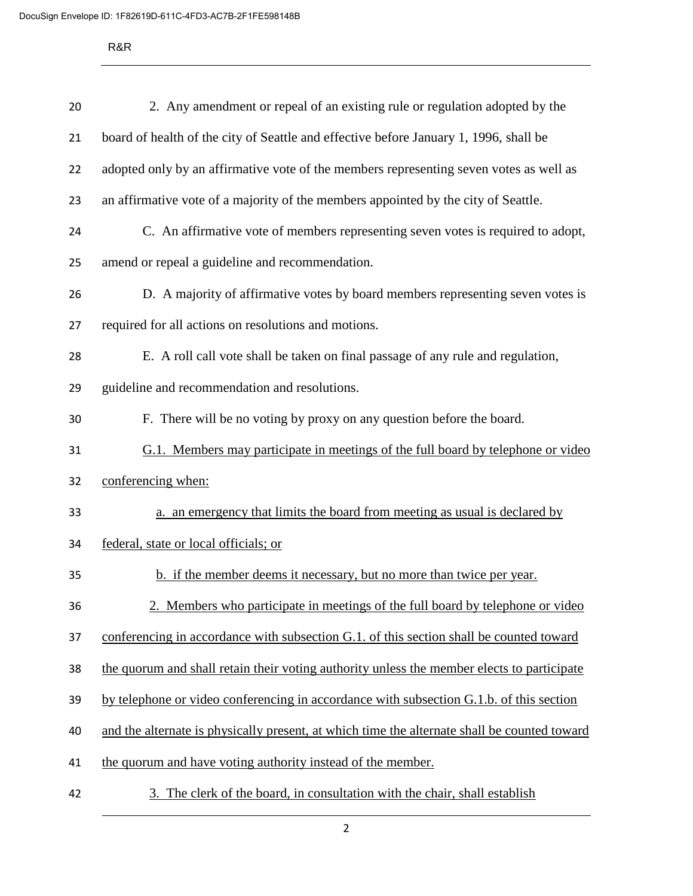2. Any amendment or repeal of an existing rule or regulation adopted by the board of health of the city of Seattle and effective before January 1, 1996, shall be adopted only by an affirmative vote of the members representing seven votes as well as an affirmative vote of a majority of the members appointed by the city of Seattle.

C. An affirmative vote of members representing seven votes is required to adopt, amend or repeal a guideline and recommendation.

D. A majority of affirmative votes by board members representing seven votes is required for all actions on resolutions and motions.

E. A roll call vote shall be taken on final passage of any rule and regulation, guideline and recommendation and resolutions.

F. There will be no voting by proxy on any question before the board.

<u>G.1. Members may participate in meetings of the full board by telephone or video conferencing when:</u>

<u>a. an emergency that limits the board from meeting as usual is declared by federal, state or local officials; or</u>

<u>b. if the member deems it necessary, but no more than twice per year.</u>

<u>2. Members who participate in meetings of the full board by telephone or video conferencing in accordance with subsection G.1. of this section shall be counted toward the quorum and shall retain their voting authority unless the member elects to participate by telephone or video conferencing in accordance with subsection G.1.b. of this section and the alternate is physically present, at which time the alternate shall be counted toward the quorum and have voting authority instead of the member.</u>

<u>3. The clerk of the board, in consultation with the chair, shall establish</u>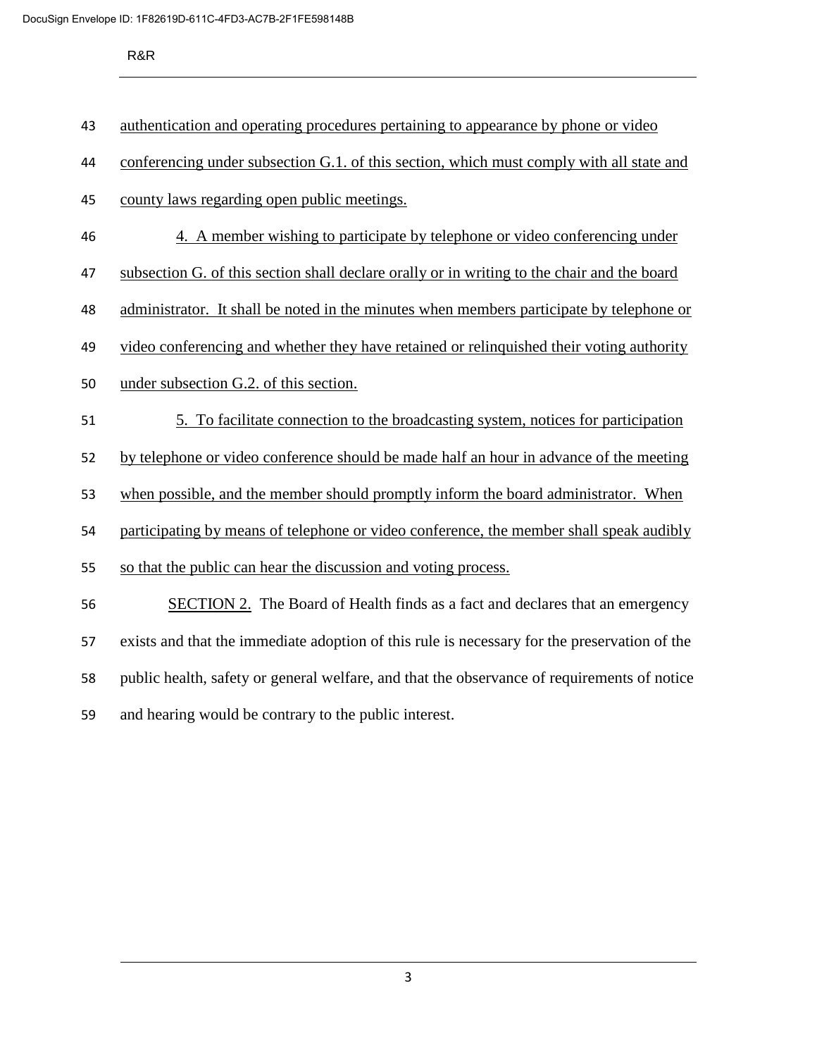authentication and operating procedures pertaining to appearance by phone or video conferencing under subsection G.1. of this section, which must comply with all state and county laws regarding open public meetings.

4. A member wishing to participate by telephone or video conferencing under subsection G. of this section shall declare orally or in writing to the chair and the board administrator. It shall be noted in the minutes when members participate by telephone or video conferencing and whether they have retained or relinquished their voting authority under subsection G.2. of this section.

5. To facilitate connection to the broadcasting system, notices for participation by telephone or video conference should be made half an hour in advance of the meeting when possible, and the member should promptly inform the board administrator. When participating by means of telephone or video conference, the member shall speak audibly so that the public can hear the discussion and voting process.

SECTION 2. The Board of Health finds as a fact and declares that an emergency exists and that the immediate adoption of this rule is necessary for the preservation of the public health, safety or general welfare, and that the observance of requirements of notice and hearing would be contrary to the public interest.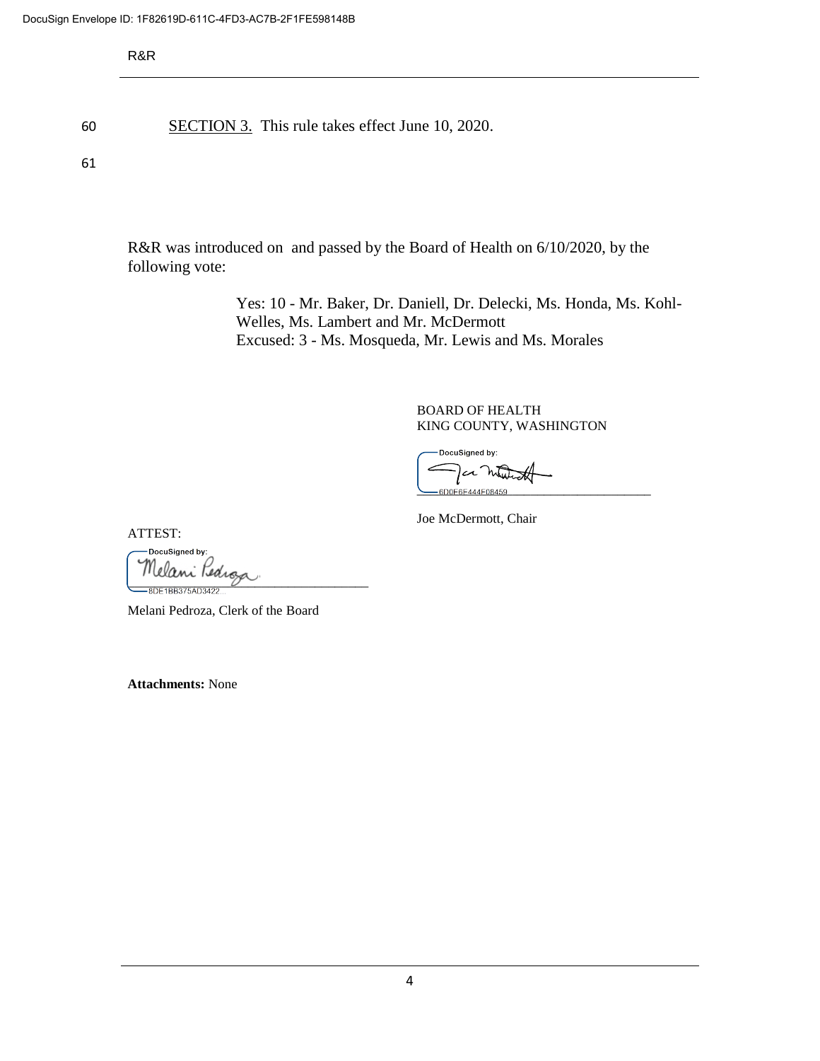SECTION 3. This rule takes effect June 10, 2020.

R&R was introduced on and passed by the Board of Health on 6/10/2020, by the following vote:

Yes: 10 - Mr. Baker, Dr. Daniell, Dr. Delecki, Ms. Honda, Ms. Kohl-Welles, Ms. Lambert and Mr. McDermott
Excused: 3 - Ms. Mosqueda, Mr. Lewis and Ms. Morales

BOARD OF HEALTH
KING COUNTY, WASHINGTON

DocuSigned by:
6D0E6E444F08459

Joe McDermott, Chair

ATTEST:

DocuSigned by:
8DE1BB375AD3422...

Melani Pedroza, Clerk of the Board

**Attachments:** None